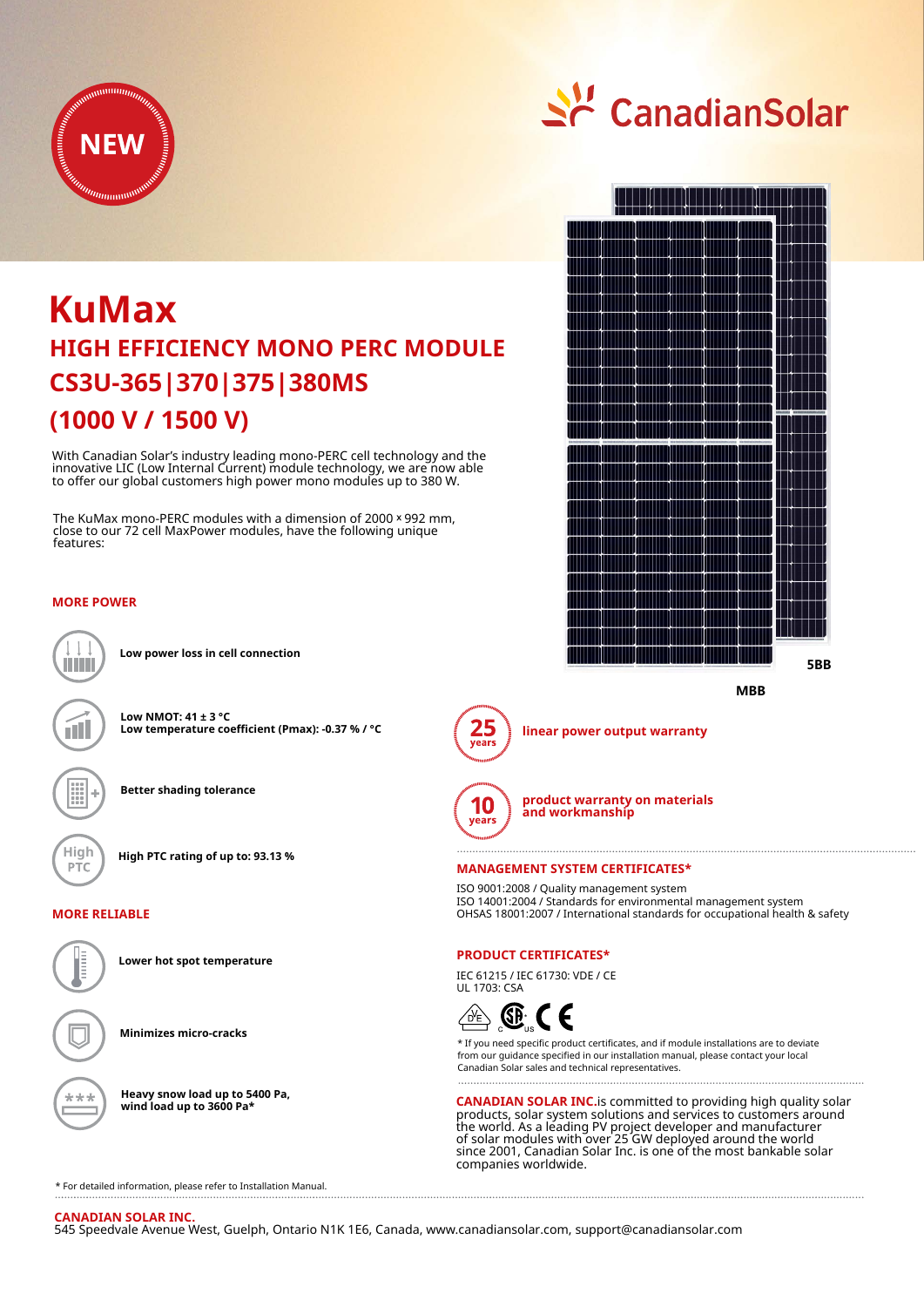NEW

CanadianSolar

# KuMax

## HIGH EFFICIENCY MONO PERC MODULE

## CS3U-365|370|375|380MS

## (1000 V / 1500 V)

With Canadian Solar's industry leading mono-PERC cell technology and the innovative LIC (Low Internal Current) module technology, we are now able to offer our global customers high power mono modules up to 380 W.

The KuMax mono-PERC modules with a dimension of 2000 × 992 mm, close to our 72 cell MaxPower modules, have the following unique features:

5BB

MBB

### MORE POWER

**Low power loss in cell connection**

**Low NMOT: 41 ± 3 °C**
**Low temperature coefficient (Pmax): -0.37 % / °C**

**Better shading tolerance**

High PTC

**High PTC rating of up to: 93.13 %**

### MORE RELIABLE

**Lower hot spot temperature**

**Minimizes micro-cracks**

**Heavy snow load up to 5400 Pa, wind load up to 3600 Pa***

25 years — **linear power output warranty**

10 years — **product warranty on materials and workmanship**

### MANAGEMENT SYSTEM CERTIFICATES*

ISO 9001:2008 / Quality management system
ISO 14001:2004 / Standards for environmental management system
OHSAS 18001:2007 / International standards for occupational health & safety

### PRODUCT CERTIFICATES*

IEC 61215 / IEC 61730: VDE / CE
UL 1703: CSA

* If you need specific product certificates, and if module installations are to deviate from our guidance specified in our installation manual, please contact your local Canadian Solar sales and technical representatives.

**CANADIAN SOLAR INC.** is committed to providing high quality solar products, solar system solutions and services to customers around the world. As a leading PV project developer and manufacturer of solar modules with over 25 GW deployed around the world since 2001, Canadian Solar Inc. is one of the most bankable solar companies worldwide.

* For detailed information, please refer to Installation Manual.

**CANADIAN SOLAR INC.**
545 Speedvale Avenue West, Guelph, Ontario N1K 1E6, Canada, www.canadiansolar.com, support@canadiansolar.com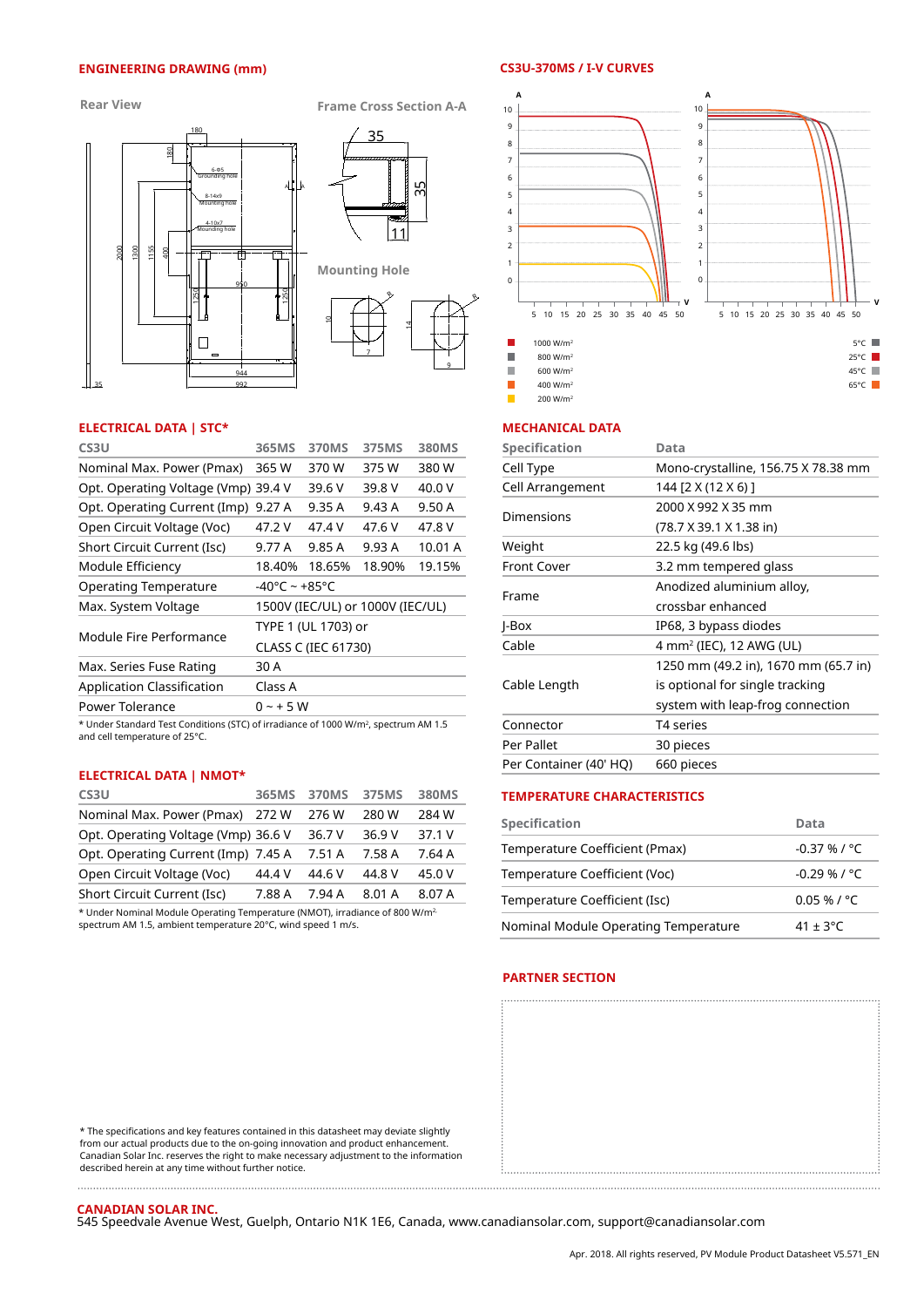## ENGINEERING DRAWING (mm)

Rear View

Frame Cross Section A-A

Mounting Hole

180
6-Φ5 Grounding hole
8-14x9 Mounting hole
4-10x7 Mounting hole
2000
1300
1155
400
1250
950
944
992
35
35
11
10
7
14
9

## CS3U-370MS / I-V CURVES

A
10
9
8
7
6
5
4
3
2
1
0
5 10 15 20 25 30 35 40 45 50
V

1000 W/m²
800 W/m²
600 W/m²
400 W/m²
200 W/m²

5°C
25°C
45°C
65°C

## ELECTRICAL DATA | STC*

| CS3U | 365MS | 370MS | 375MS | 380MS |
|---|---|---|---|---|
| Nominal Max. Power (Pmax) | 365 W | 370 W | 375 W | 380 W |
| Opt. Operating Voltage (Vmp) | 39.4 V | 39.6 V | 39.8 V | 40.0 V |
| Opt. Operating Current (Imp) | 9.27 A | 9.35 A | 9.43 A | 9.50 A |
| Open Circuit Voltage (Voc) | 47.2 V | 47.4 V | 47.6 V | 47.8 V |
| Short Circuit Current (Isc) | 9.77 A | 9.85 A | 9.93 A | 10.01 A |
| Module Efficiency | 18.40% | 18.65% | 18.90% | 19.15% |
| Operating Temperature | -40°C ~ +85°C | | | |
| Max. System Voltage | 1500V (IEC/UL) or 1000V (IEC/UL) | | | |
| Module Fire Performance | TYPE 1 (UL 1703) or CLASS C (IEC 61730) | | | |
| Max. Series Fuse Rating | 30 A | | | |
| Application Classification | Class A | | | |
| Power Tolerance | 0 ~ + 5 W | | | |

* Under Standard Test Conditions (STC) of irradiance of 1000 W/m², spectrum AM 1.5 and cell temperature of 25°C.

## ELECTRICAL DATA | NMOT*

| CS3U | 365MS | 370MS | 375MS | 380MS |
|---|---|---|---|---|
| Nominal Max. Power (Pmax) | 272 W | 276 W | 280 W | 284 W |
| Opt. Operating Voltage (Vmp) | 36.6 V | 36.7 V | 36.9 V | 37.1 V |
| Opt. Operating Current (Imp) | 7.45 A | 7.51 A | 7.58 A | 7.64 A |
| Open Circuit Voltage (Voc) | 44.4 V | 44.6 V | 44.8 V | 45.0 V |
| Short Circuit Current (Isc) | 7.88 A | 7.94 A | 8.01 A | 8.07 A |

* Under Nominal Module Operating Temperature (NMOT), irradiance of 800 W/m² spectrum AM 1.5, ambient temperature 20°C, wind speed 1 m/s.

## MECHANICAL DATA

| Specification | Data |
|---|---|
| Cell Type | Mono-crystalline, 156.75 X 78.38 mm |
| Cell Arrangement | 144 [2 X (12 X 6) ] |
| Dimensions | 2000 X 992 X 35 mm (78.7 X 39.1 X 1.38 in) |
| Weight | 22.5 kg (49.6 lbs) |
| Front Cover | 3.2 mm tempered glass |
| Frame | Anodized aluminium alloy, crossbar enhanced |
| J-Box | IP68, 3 bypass diodes |
| Cable | 4 mm² (IEC), 12 AWG (UL) |
| Cable Length | 1250 mm (49.2 in), 1670 mm (65.7 in) is optional for single tracking system with leap-frog connection |
| Connector | T4 series |
| Per Pallet | 30 pieces |
| Per Container (40' HQ) | 660 pieces |

## TEMPERATURE CHARACTERISTICS

| Specification | Data |
|---|---|
| Temperature Coefficient (Pmax) | -0.37 % / °C |
| Temperature Coefficient (Voc) | -0.29 % / °C |
| Temperature Coefficient (Isc) | 0.05 % / °C |
| Nominal Module Operating Temperature | 41 ± 3°C |

## PARTNER SECTION

* The specifications and key features contained in this datasheet may deviate slightly from our actual products due to the on-going innovation and product enhancement. Canadian Solar Inc. reserves the right to make necessary adjustment to the information described herein at any time without further notice.

**CANADIAN SOLAR INC.**
545 Speedvale Avenue West, Guelph, Ontario N1K 1E6, Canada, www.canadiansolar.com, support@canadiansolar.com

Apr. 2018. All rights reserved, PV Module Product Datasheet V5.571_EN